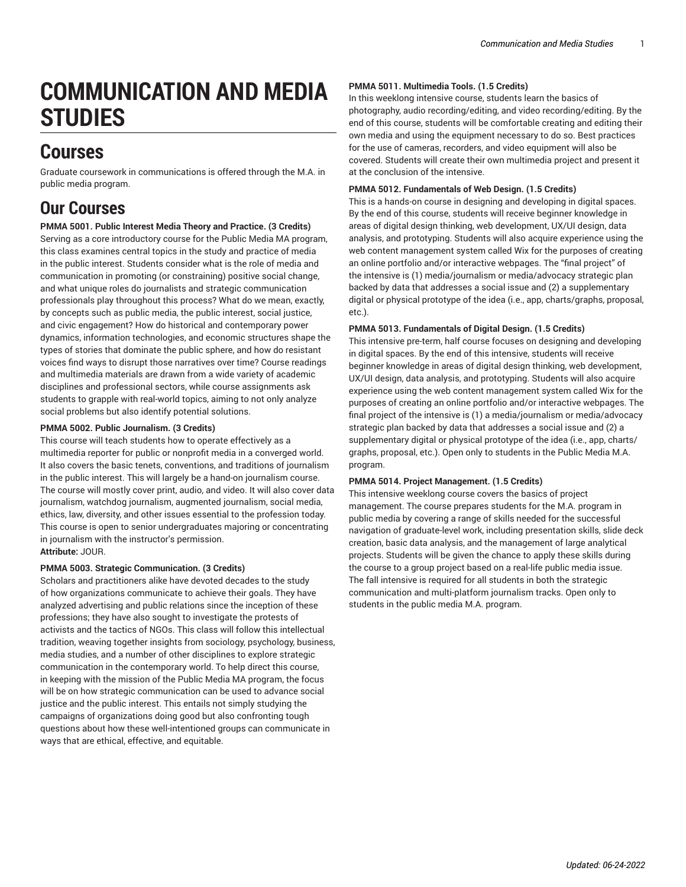# COMMUNICATION AND MEDIA STUDIES

## Courses

Graduate coursework in communications is offered through the M.A. in public media program.

## Our Courses

**PMMA 5001. Public Interest Media Theory and Practice. (3 Credits)**
Serving as a core introductory course for the Public Media MA program, this class examines central topics in the study and practice of media in the public interest. Students consider what is the role of media and communication in promoting (or constraining) positive social change, and what unique roles do journalists and strategic communication professionals play throughout this process? What do we mean, exactly, by concepts such as public media, the public interest, social justice, and civic engagement? How do historical and contemporary power dynamics, information technologies, and economic structures shape the types of stories that dominate the public sphere, and how do resistant voices find ways to disrupt those narratives over time? Course readings and multimedia materials are drawn from a wide variety of academic disciplines and professional sectors, while course assignments ask students to grapple with real-world topics, aiming to not only analyze social problems but also identify potential solutions.

**PMMA 5002. Public Journalism. (3 Credits)**
This course will teach students how to operate effectively as a multimedia reporter for public or nonprofit media in a converged world. It also covers the basic tenets, conventions, and traditions of journalism in the public interest. This will largely be a hand-on journalism course. The course will mostly cover print, audio, and video. It will also cover data journalism, watchdog journalism, augmented journalism, social media, ethics, law, diversity, and other issues essential to the profession today. This course is open to senior undergraduates majoring or concentrating in journalism with the instructor's permission.
**Attribute:** JOUR.

**PMMA 5003. Strategic Communication. (3 Credits)**
Scholars and practitioners alike have devoted decades to the study of how organizations communicate to achieve their goals. They have analyzed advertising and public relations since the inception of these professions; they have also sought to investigate the protests of activists and the tactics of NGOs. This class will follow this intellectual tradition, weaving together insights from sociology, psychology, business, media studies, and a number of other disciplines to explore strategic communication in the contemporary world. To help direct this course, in keeping with the mission of the Public Media MA program, the focus will be on how strategic communication can be used to advance social justice and the public interest. This entails not simply studying the campaigns of organizations doing good but also confronting tough questions about how these well-intentioned groups can communicate in ways that are ethical, effective, and equitable.

**PMMA 5011. Multimedia Tools. (1.5 Credits)**
In this weeklong intensive course, students learn the basics of photography, audio recording/editing, and video recording/editing. By the end of this course, students will be comfortable creating and editing their own media and using the equipment necessary to do so. Best practices for the use of cameras, recorders, and video equipment will also be covered. Students will create their own multimedia project and present it at the conclusion of the intensive.

**PMMA 5012. Fundamentals of Web Design. (1.5 Credits)**
This is a hands-on course in designing and developing in digital spaces. By the end of this course, students will receive beginner knowledge in areas of digital design thinking, web development, UX/UI design, data analysis, and prototyping. Students will also acquire experience using the web content management system called Wix for the purposes of creating an online portfolio and/or interactive webpages. The "final project" of the intensive is (1) media/journalism or media/advocacy strategic plan backed by data that addresses a social issue and (2) a supplementary digital or physical prototype of the idea (i.e., app, charts/graphs, proposal, etc.).

**PMMA 5013. Fundamentals of Digital Design. (1.5 Credits)**
This intensive pre-term, half course focuses on designing and developing in digital spaces. By the end of this intensive, students will receive beginner knowledge in areas of digital design thinking, web development, UX/UI design, data analysis, and prototyping. Students will also acquire experience using the web content management system called Wix for the purposes of creating an online portfolio and/or interactive webpages. The final project of the intensive is (1) a media/journalism or media/advocacy strategic plan backed by data that addresses a social issue and (2) a supplementary digital or physical prototype of the idea (i.e., app, charts/graphs, proposal, etc.). Open only to students in the Public Media M.A. program.

**PMMA 5014. Project Management. (1.5 Credits)**
This intensive weeklong course covers the basics of project management. The course prepares students for the M.A. program in public media by covering a range of skills needed for the successful navigation of graduate-level work, including presentation skills, slide deck creation, basic data analysis, and the management of large analytical projects. Students will be given the chance to apply these skills during the course to a group project based on a real-life public media issue. The fall intensive is required for all students in both the strategic communication and multi-platform journalism tracks. Open only to students in the public media M.A. program.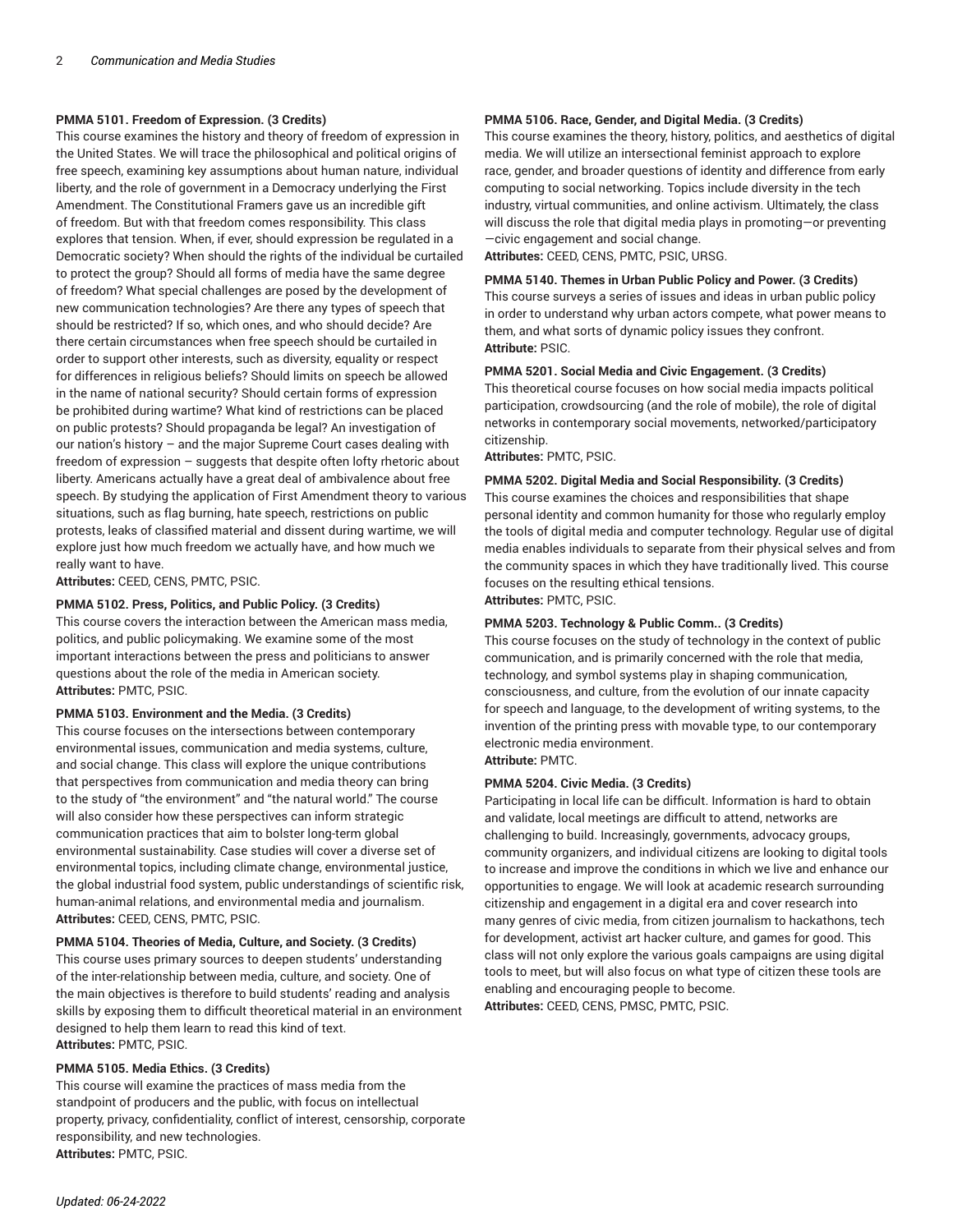**PMMA 5101. Freedom of Expression. (3 Credits)**

This course examines the history and theory of freedom of expression in the United States. We will trace the philosophical and political origins of free speech, examining key assumptions about human nature, individual liberty, and the role of government in a Democracy underlying the First Amendment. The Constitutional Framers gave us an incredible gift of freedom. But with that freedom comes responsibility. This class explores that tension. When, if ever, should expression be regulated in a Democratic society? When should the rights of the individual be curtailed to protect the group? Should all forms of media have the same degree of freedom? What special challenges are posed by the development of new communication technologies? Are there any types of speech that should be restricted? If so, which ones, and who should decide? Are there certain circumstances when free speech should be curtailed in order to support other interests, such as diversity, equality or respect for differences in religious beliefs? Should limits on speech be allowed in the name of national security? Should certain forms of expression be prohibited during wartime? What kind of restrictions can be placed on public protests? Should propaganda be legal? An investigation of our nation's history – and the major Supreme Court cases dealing with freedom of expression – suggests that despite often lofty rhetoric about liberty. Americans actually have a great deal of ambivalence about free speech. By studying the application of First Amendment theory to various situations, such as flag burning, hate speech, restrictions on public protests, leaks of classified material and dissent during wartime, we will explore just how much freedom we actually have, and how much we really want to have.

**Attributes:** CEED, CENS, PMTC, PSIC.

**PMMA 5102. Press, Politics, and Public Policy. (3 Credits)**

This course covers the interaction between the American mass media, politics, and public policymaking. We examine some of the most important interactions between the press and politicians to answer questions about the role of the media in American society.

**Attributes:** PMTC, PSIC.

**PMMA 5103. Environment and the Media. (3 Credits)**

This course focuses on the intersections between contemporary environmental issues, communication and media systems, culture, and social change. This class will explore the unique contributions that perspectives from communication and media theory can bring to the study of "the environment" and "the natural world." The course will also consider how these perspectives can inform strategic communication practices that aim to bolster long-term global environmental sustainability. Case studies will cover a diverse set of environmental topics, including climate change, environmental justice, the global industrial food system, public understandings of scientific risk, human-animal relations, and environmental media and journalism.

**Attributes:** CEED, CENS, PMTC, PSIC.

**PMMA 5104. Theories of Media, Culture, and Society. (3 Credits)**

This course uses primary sources to deepen students' understanding of the inter-relationship between media, culture, and society. One of the main objectives is therefore to build students' reading and analysis skills by exposing them to difficult theoretical material in an environment designed to help them learn to read this kind of text.

**Attributes:** PMTC, PSIC.

**PMMA 5105. Media Ethics. (3 Credits)**

This course will examine the practices of mass media from the standpoint of producers and the public, with focus on intellectual property, privacy, confidentiality, conflict of interest, censorship, corporate responsibility, and new technologies.

**Attributes:** PMTC, PSIC.

**PMMA 5106. Race, Gender, and Digital Media. (3 Credits)**

This course examines the theory, history, politics, and aesthetics of digital media. We will utilize an intersectional feminist approach to explore race, gender, and broader questions of identity and difference from early computing to social networking. Topics include diversity in the tech industry, virtual communities, and online activism. Ultimately, the class will discuss the role that digital media plays in promoting—or preventing—civic engagement and social change.

**Attributes:** CEED, CENS, PMTC, PSIC, URSG.

**PMMA 5140. Themes in Urban Public Policy and Power. (3 Credits)**

This course surveys a series of issues and ideas in urban public policy in order to understand why urban actors compete, what power means to them, and what sorts of dynamic policy issues they confront.

**Attribute:** PSIC.

**PMMA 5201. Social Media and Civic Engagement. (3 Credits)**

This theoretical course focuses on how social media impacts political participation, crowdsourcing (and the role of mobile), the role of digital networks in contemporary social movements, networked/participatory citizenship.

**Attributes:** PMTC, PSIC.

**PMMA 5202. Digital Media and Social Responsibility. (3 Credits)**

This course examines the choices and responsibilities that shape personal identity and common humanity for those who regularly employ the tools of digital media and computer technology. Regular use of digital media enables individuals to separate from their physical selves and from the community spaces in which they have traditionally lived. This course focuses on the resulting ethical tensions.

**Attributes:** PMTC, PSIC.

**PMMA 5203. Technology & Public Comm.. (3 Credits)**

This course focuses on the study of technology in the context of public communication, and is primarily concerned with the role that media, technology, and symbol systems play in shaping communication, consciousness, and culture, from the evolution of our innate capacity for speech and language, to the development of writing systems, to the invention of the printing press with movable type, to our contemporary electronic media environment.

**Attribute:** PMTC.

**PMMA 5204. Civic Media. (3 Credits)**

Participating in local life can be difficult. Information is hard to obtain and validate, local meetings are difficult to attend, networks are challenging to build. Increasingly, governments, advocacy groups, community organizers, and individual citizens are looking to digital tools to increase and improve the conditions in which we live and enhance our opportunities to engage. We will look at academic research surrounding citizenship and engagement in a digital era and cover research into many genres of civic media, from citizen journalism to hackathons, tech for development, activist art hacker culture, and games for good. This class will not only explore the various goals campaigns are using digital tools to meet, but will also focus on what type of citizen these tools are enabling and encouraging people to become.

**Attributes:** CEED, CENS, PMSC, PMTC, PSIC.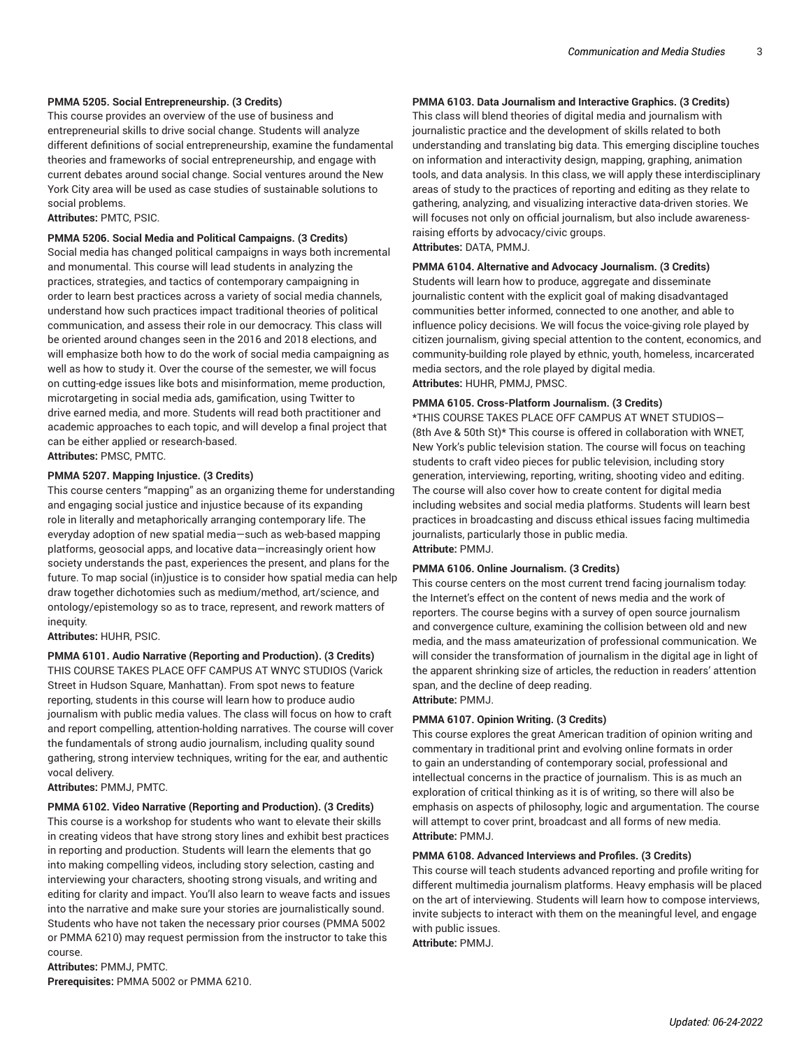**PMMA 5205. Social Entrepreneurship. (3 Credits)**
This course provides an overview of the use of business and entrepreneurial skills to drive social change. Students will analyze different definitions of social entrepreneurship, examine the fundamental theories and frameworks of social entrepreneurship, and engage with current debates around social change. Social ventures around the New York City area will be used as case studies of sustainable solutions to social problems.
**Attributes:** PMTC, PSIC.

**PMMA 5206. Social Media and Political Campaigns. (3 Credits)**
Social media has changed political campaigns in ways both incremental and monumental. This course will lead students in analyzing the practices, strategies, and tactics of contemporary campaigning in order to learn best practices across a variety of social media channels, understand how such practices impact traditional theories of political communication, and assess their role in our democracy. This class will be oriented around changes seen in the 2016 and 2018 elections, and will emphasize both how to do the work of social media campaigning as well as how to study it. Over the course of the semester, we will focus on cutting-edge issues like bots and misinformation, meme production, microtargeting in social media ads, gamification, using Twitter to drive earned media, and more. Students will read both practitioner and academic approaches to each topic, and will develop a final project that can be either applied or research-based.
**Attributes:** PMSC, PMTC.

**PMMA 5207. Mapping Injustice. (3 Credits)**
This course centers "mapping" as an organizing theme for understanding and engaging social justice and injustice because of its expanding role in literally and metaphorically arranging contemporary life. The everyday adoption of new spatial media—such as web-based mapping platforms, geosocial apps, and locative data—increasingly orient how society understands the past, experiences the present, and plans for the future. To map social (in)justice is to consider how spatial media can help draw together dichotomies such as medium/method, art/science, and ontology/epistemology so as to trace, represent, and rework matters of inequity.
**Attributes:** HUHR, PSIC.

**PMMA 6101. Audio Narrative (Reporting and Production). (3 Credits)**
THIS COURSE TAKES PLACE OFF CAMPUS AT WNYC STUDIOS (Varick Street in Hudson Square, Manhattan). From spot news to feature reporting, students in this course will learn how to produce audio journalism with public media values. The class will focus on how to craft and report compelling, attention-holding narratives. The course will cover the fundamentals of strong audio journalism, including quality sound gathering, strong interview techniques, writing for the ear, and authentic vocal delivery.
**Attributes:** PMMJ, PMTC.

**PMMA 6102. Video Narrative (Reporting and Production). (3 Credits)**
This course is a workshop for students who want to elevate their skills in creating videos that have strong story lines and exhibit best practices in reporting and production. Students will learn the elements that go into making compelling videos, including story selection, casting and interviewing your characters, shooting strong visuals, and writing and editing for clarity and impact. You'll also learn to weave facts and issues into the narrative and make sure your stories are journalistically sound. Students who have not taken the necessary prior courses (PMMA 5002 or PMMA 6210) may request permission from the instructor to take this course.
**Attributes:** PMMJ, PMTC.
**Prerequisites:** PMMA 5002 or PMMA 6210.

**PMMA 6103. Data Journalism and Interactive Graphics. (3 Credits)**
This class will blend theories of digital media and journalism with journalistic practice and the development of skills related to both understanding and translating big data. This emerging discipline touches on information and interactivity design, mapping, graphing, animation tools, and data analysis. In this class, we will apply these interdisciplinary areas of study to the practices of reporting and editing as they relate to gathering, analyzing, and visualizing interactive data-driven stories. We will focuses not only on official journalism, but also include awareness-raising efforts by advocacy/civic groups.
**Attributes:** DATA, PMMJ.

**PMMA 6104. Alternative and Advocacy Journalism. (3 Credits)**
Students will learn how to produce, aggregate and disseminate journalistic content with the explicit goal of making disadvantaged communities better informed, connected to one another, and able to influence policy decisions. We will focus the voice-giving role played by citizen journalism, giving special attention to the content, economics, and community-building role played by ethnic, youth, homeless, incarcerated media sectors, and the role played by digital media.
**Attributes:** HUHR, PMMJ, PMSC.

**PMMA 6105. Cross-Platform Journalism. (3 Credits)**
*THIS COURSE TAKES PLACE OFF CAMPUS AT WNET STUDIOS—(8th Ave & 50th St)* This course is offered in collaboration with WNET, New York's public television station. The course will focus on teaching students to craft video pieces for public television, including story generation, interviewing, reporting, writing, shooting video and editing. The course will also cover how to create content for digital media including websites and social media platforms. Students will learn best practices in broadcasting and discuss ethical issues facing multimedia journalists, particularly those in public media.
**Attribute:** PMMJ.

**PMMA 6106. Online Journalism. (3 Credits)**
This course centers on the most current trend facing journalism today: the Internet's effect on the content of news media and the work of reporters. The course begins with a survey of open source journalism and convergence culture, examining the collision between old and new media, and the mass amateurization of professional communication. We will consider the transformation of journalism in the digital age in light of the apparent shrinking size of articles, the reduction in readers' attention span, and the decline of deep reading.
**Attribute:** PMMJ.

**PMMA 6107. Opinion Writing. (3 Credits)**
This course explores the great American tradition of opinion writing and commentary in traditional print and evolving online formats in order to gain an understanding of contemporary social, professional and intellectual concerns in the practice of journalism. This is as much an exploration of critical thinking as it is of writing, so there will also be emphasis on aspects of philosophy, logic and argumentation. The course will attempt to cover print, broadcast and all forms of new media.
**Attribute:** PMMJ.

**PMMA 6108. Advanced Interviews and Profiles. (3 Credits)**
This course will teach students advanced reporting and profile writing for different multimedia journalism platforms. Heavy emphasis will be placed on the art of interviewing. Students will learn how to compose interviews, invite subjects to interact with them on the meaningful level, and engage with public issues.
**Attribute:** PMMJ.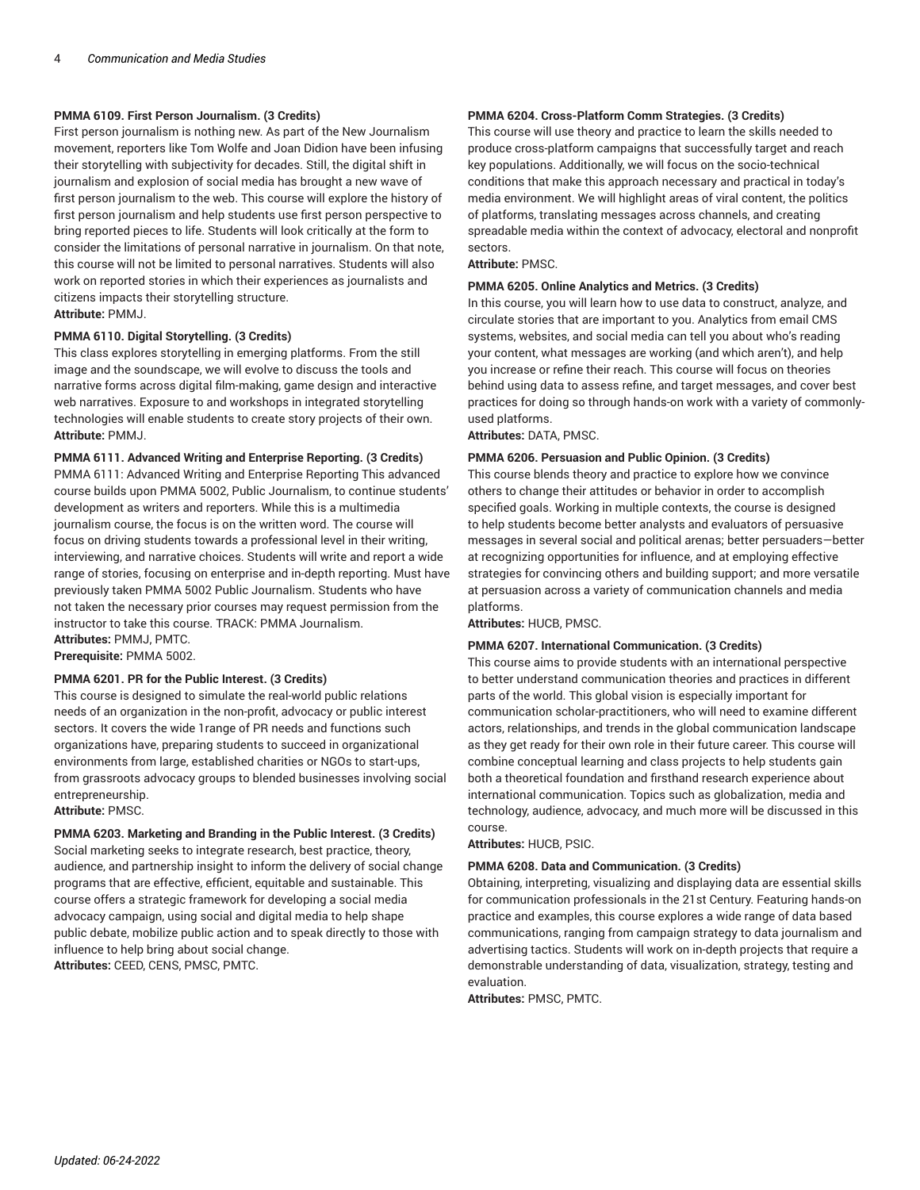**PMMA 6109. First Person Journalism. (3 Credits)**
First person journalism is nothing new. As part of the New Journalism movement, reporters like Tom Wolfe and Joan Didion have been infusing their storytelling with subjectivity for decades. Still, the digital shift in journalism and explosion of social media has brought a new wave of first person journalism to the web. This course will explore the history of first person journalism and help students use first person perspective to bring reported pieces to life. Students will look critically at the form to consider the limitations of personal narrative in journalism. On that note, this course will not be limited to personal narratives. Students will also work on reported stories in which their experiences as journalists and citizens impacts their storytelling structure.
**Attribute:** PMMJ.

**PMMA 6110. Digital Storytelling. (3 Credits)**
This class explores storytelling in emerging platforms. From the still image and the soundscape, we will evolve to discuss the tools and narrative forms across digital film-making, game design and interactive web narratives. Exposure to and workshops in integrated storytelling technologies will enable students to create story projects of their own.
**Attribute:** PMMJ.

**PMMA 6111. Advanced Writing and Enterprise Reporting. (3 Credits)**
PMMA 6111: Advanced Writing and Enterprise Reporting This advanced course builds upon PMMA 5002, Public Journalism, to continue students' development as writers and reporters. While this is a multimedia journalism course, the focus is on the written word. The course will focus on driving students towards a professional level in their writing, interviewing, and narrative choices. Students will write and report a wide range of stories, focusing on enterprise and in-depth reporting. Must have previously taken PMMA 5002 Public Journalism. Students who have not taken the necessary prior courses may request permission from the instructor to take this course. TRACK: PMMA Journalism.
**Attributes:** PMMJ, PMTC.
**Prerequisite:** PMMA 5002.

**PMMA 6201. PR for the Public Interest. (3 Credits)**
This course is designed to simulate the real-world public relations needs of an organization in the non-profit, advocacy or public interest sectors. It covers the wide 1range of PR needs and functions such organizations have, preparing students to succeed in organizational environments from large, established charities or NGOs to start-ups, from grassroots advocacy groups to blended businesses involving social entrepreneurship.
**Attribute:** PMSC.

**PMMA 6203. Marketing and Branding in the Public Interest. (3 Credits)**
Social marketing seeks to integrate research, best practice, theory, audience, and partnership insight to inform the delivery of social change programs that are effective, efficient, equitable and sustainable. This course offers a strategic framework for developing a social media advocacy campaign, using social and digital media to help shape public debate, mobilize public action and to speak directly to those with influence to help bring about social change.
**Attributes:** CEED, CENS, PMSC, PMTC.

**PMMA 6204. Cross-Platform Comm Strategies. (3 Credits)**
This course will use theory and practice to learn the skills needed to produce cross-platform campaigns that successfully target and reach key populations. Additionally, we will focus on the socio-technical conditions that make this approach necessary and practical in today's media environment. We will highlight areas of viral content, the politics of platforms, translating messages across channels, and creating spreadable media within the context of advocacy, electoral and nonprofit sectors.
**Attribute:** PMSC.

**PMMA 6205. Online Analytics and Metrics. (3 Credits)**
In this course, you will learn how to use data to construct, analyze, and circulate stories that are important to you. Analytics from email CMS systems, websites, and social media can tell you about who's reading your content, what messages are working (and which aren't), and help you increase or refine their reach. This course will focus on theories behind using data to assess refine, and target messages, and cover best practices for doing so through hands-on work with a variety of commonly-used platforms.
**Attributes:** DATA, PMSC.

**PMMA 6206. Persuasion and Public Opinion. (3 Credits)**
This course blends theory and practice to explore how we convince others to change their attitudes or behavior in order to accomplish specified goals. Working in multiple contexts, the course is designed to help students become better analysts and evaluators of persuasive messages in several social and political arenas; better persuaders—better at recognizing opportunities for influence, and at employing effective strategies for convincing others and building support; and more versatile at persuasion across a variety of communication channels and media platforms.
**Attributes:** HUCB, PMSC.

**PMMA 6207. International Communication. (3 Credits)**
This course aims to provide students with an international perspective to better understand communication theories and practices in different parts of the world. This global vision is especially important for communication scholar-practitioners, who will need to examine different actors, relationships, and trends in the global communication landscape as they get ready for their own role in their future career. This course will combine conceptual learning and class projects to help students gain both a theoretical foundation and firsthand research experience about international communication. Topics such as globalization, media and technology, audience, advocacy, and much more will be discussed in this course.
**Attributes:** HUCB, PSIC.

**PMMA 6208. Data and Communication. (3 Credits)**
Obtaining, interpreting, visualizing and displaying data are essential skills for communication professionals in the 21st Century. Featuring hands-on practice and examples, this course explores a wide range of data based communications, ranging from campaign strategy to data journalism and advertising tactics. Students will work on in-depth projects that require a demonstrable understanding of data, visualization, strategy, testing and evaluation.
**Attributes:** PMSC, PMTC.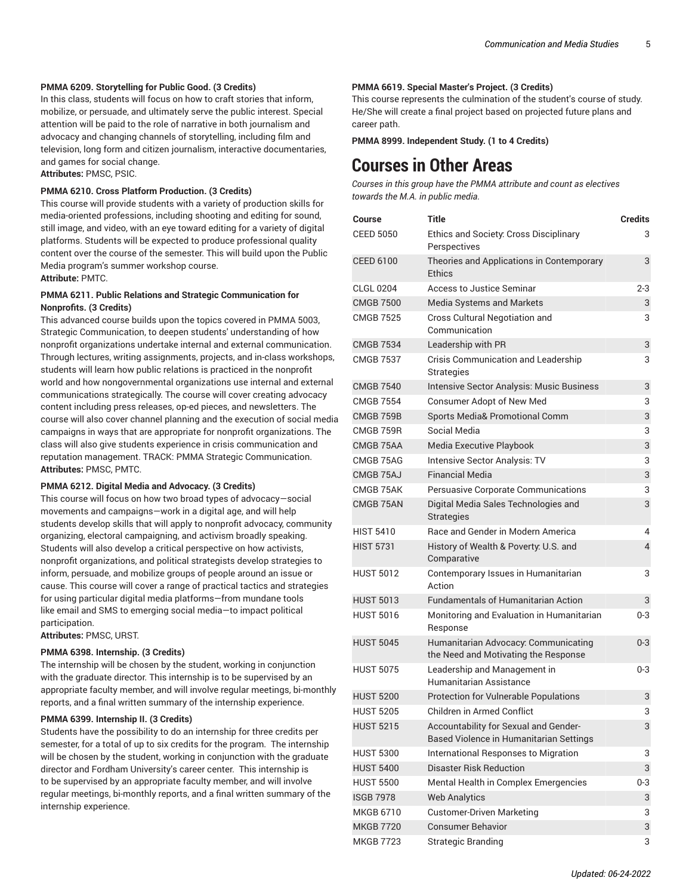**PMMA 6209. Storytelling for Public Good. (3 Credits)**
In this class, students will focus on how to craft stories that inform, mobilize, or persuade, and ultimately serve the public interest. Special attention will be paid to the role of narrative in both journalism and advocacy and changing channels of storytelling, including film and television, long form and citizen journalism, interactive documentaries, and games for social change.
**Attributes:** PMSC, PSIC.

**PMMA 6210. Cross Platform Production. (3 Credits)**
This course will provide students with a variety of production skills for media-oriented professions, including shooting and editing for sound, still image, and video, with an eye toward editing for a variety of digital platforms. Students will be expected to produce professional quality content over the course of the semester. This will build upon the Public Media program's summer workshop course.
**Attribute:** PMTC.

**PMMA 6211. Public Relations and Strategic Communication for Nonprofits. (3 Credits)**
This advanced course builds upon the topics covered in PMMA 5003, Strategic Communication, to deepen students' understanding of how nonprofit organizations undertake internal and external communication. Through lectures, writing assignments, projects, and in-class workshops, students will learn how public relations is practiced in the nonprofit world and how nongovernmental organizations use internal and external communications strategically. The course will cover creating advocacy content including press releases, op-ed pieces, and newsletters. The course will also cover channel planning and the execution of social media campaigns in ways that are appropriate for nonprofit organizations. The class will also give students experience in crisis communication and reputation management. TRACK: PMMA Strategic Communication.
**Attributes:** PMSC, PMTC.

**PMMA 6212. Digital Media and Advocacy. (3 Credits)**
This course will focus on how two broad types of advocacy—social movements and campaigns—work in a digital age, and will help students develop skills that will apply to nonprofit advocacy, community organizing, electoral campaigning, and activism broadly speaking. Students will also develop a critical perspective on how activists, nonprofit organizations, and political strategists develop strategies to inform, persuade, and mobilize groups of people around an issue or cause. This course will cover a range of practical tactics and strategies for using particular digital media platforms—from mundane tools like email and SMS to emerging social media—to impact political participation.
**Attributes:** PMSC, URST.

**PMMA 6398. Internship. (3 Credits)**
The internship will be chosen by the student, working in conjunction with the graduate director. This internship is to be supervised by an appropriate faculty member, and will involve regular meetings, bi-monthly reports, and a final written summary of the internship experience.

**PMMA 6399. Internship II. (3 Credits)**
Students have the possibility to do an internship for three credits per semester, for a total of up to six credits for the program. The internship will be chosen by the student, working in conjunction with the graduate director and Fordham University's career center. This internship is to be supervised by an appropriate faculty member, and will involve regular meetings, bi-monthly reports, and a final written summary of the internship experience.

**PMMA 6619. Special Master's Project. (3 Credits)**
This course represents the culmination of the student's course of study. He/She will create a final project based on projected future plans and career path.

**PMMA 8999. Independent Study. (1 to 4 Credits)**

# Courses in Other Areas

*Courses in this group have the PMMA attribute and count as electives towards the M.A. in public media.*

| Course | Title | Credits |
|---|---|---|
| CEED 5050 | Ethics and Society: Cross Disciplinary Perspectives | 3 |
| CEED 6100 | Theories and Applications in Contemporary Ethics | 3 |
| CLGL 0204 | Access to Justice Seminar | 2-3 |
| CMGB 7500 | Media Systems and Markets | 3 |
| CMGB 7525 | Cross Cultural Negotiation and Communication | 3 |
| CMGB 7534 | Leadership with PR | 3 |
| CMGB 7537 | Crisis Communication and Leadership Strategies | 3 |
| CMGB 7540 | Intensive Sector Analysis: Music Business | 3 |
| CMGB 7554 | Consumer Adopt of New Med | 3 |
| CMGB 759B | Sports Media& Promotional Comm | 3 |
| CMGB 759R | Social Media | 3 |
| CMGB 75AA | Media Executive Playbook | 3 |
| CMGB 75AG | Intensive Sector Analysis: TV | 3 |
| CMGB 75AJ | Financial Media | 3 |
| CMGB 75AK | Persuasive Corporate Communications | 3 |
| CMGB 75AN | Digital Media Sales Technologies and Strategies | 3 |
| HIST 5410 | Race and Gender in Modern America | 4 |
| HIST 5731 | History of Wealth & Poverty: U.S. and Comparative | 4 |
| HUST 5012 | Contemporary Issues in Humanitarian Action | 3 |
| HUST 5013 | Fundamentals of Humanitarian Action | 3 |
| HUST 5016 | Monitoring and Evaluation in Humanitarian Response | 0-3 |
| HUST 5045 | Humanitarian Advocacy: Communicating the Need and Motivating the Response | 0-3 |
| HUST 5075 | Leadership and Management in Humanitarian Assistance | 0-3 |
| HUST 5200 | Protection for Vulnerable Populations | 3 |
| HUST 5205 | Children in Armed Conflict | 3 |
| HUST 5215 | Accountability for Sexual and Gender-Based Violence in Humanitarian Settings | 3 |
| HUST 5300 | International Responses to Migration | 3 |
| HUST 5400 | Disaster Risk Reduction | 3 |
| HUST 5500 | Mental Health in Complex Emergencies | 0-3 |
| ISGB 7978 | Web Analytics | 3 |
| MKGB 6710 | Customer-Driven Marketing | 3 |
| MKGB 7720 | Consumer Behavior | 3 |
| MKGB 7723 | Strategic Branding | 3 |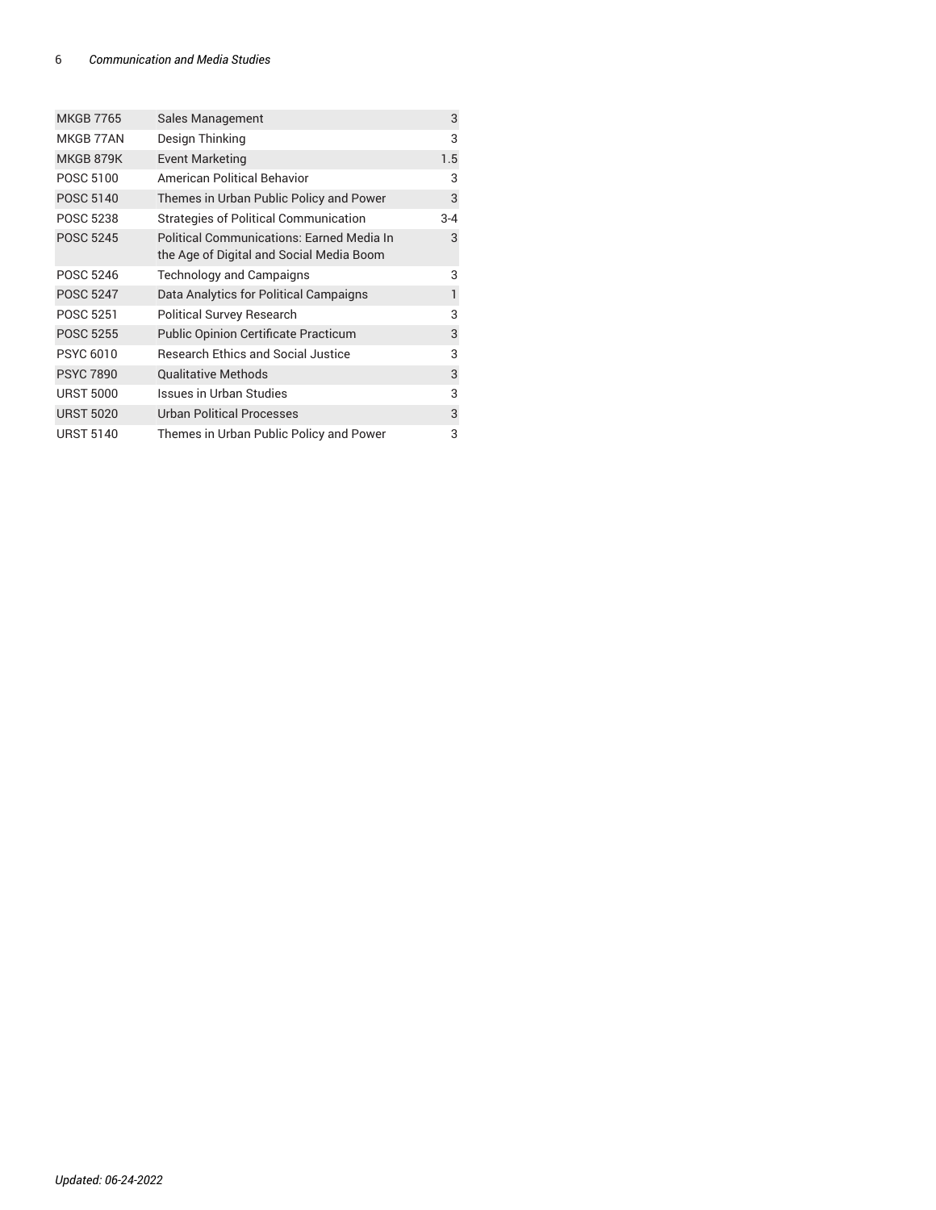| | | |
|---|---|---|
| MKGB 7765 | Sales Management | 3 |
| MKGB 77AN | Design Thinking | 3 |
| MKGB 879K | Event Marketing | 1.5 |
| POSC 5100 | American Political Behavior | 3 |
| POSC 5140 | Themes in Urban Public Policy and Power | 3 |
| POSC 5238 | Strategies of Political Communication | 3-4 |
| POSC 5245 | Political Communications: Earned Media In the Age of Digital and Social Media Boom | 3 |
| POSC 5246 | Technology and Campaigns | 3 |
| POSC 5247 | Data Analytics for Political Campaigns | 1 |
| POSC 5251 | Political Survey Research | 3 |
| POSC 5255 | Public Opinion Certificate Practicum | 3 |
| PSYC 6010 | Research Ethics and Social Justice | 3 |
| PSYC 7890 | Qualitative Methods | 3 |
| URST 5000 | Issues in Urban Studies | 3 |
| URST 5020 | Urban Political Processes | 3 |
| URST 5140 | Themes in Urban Public Policy and Power | 3 |